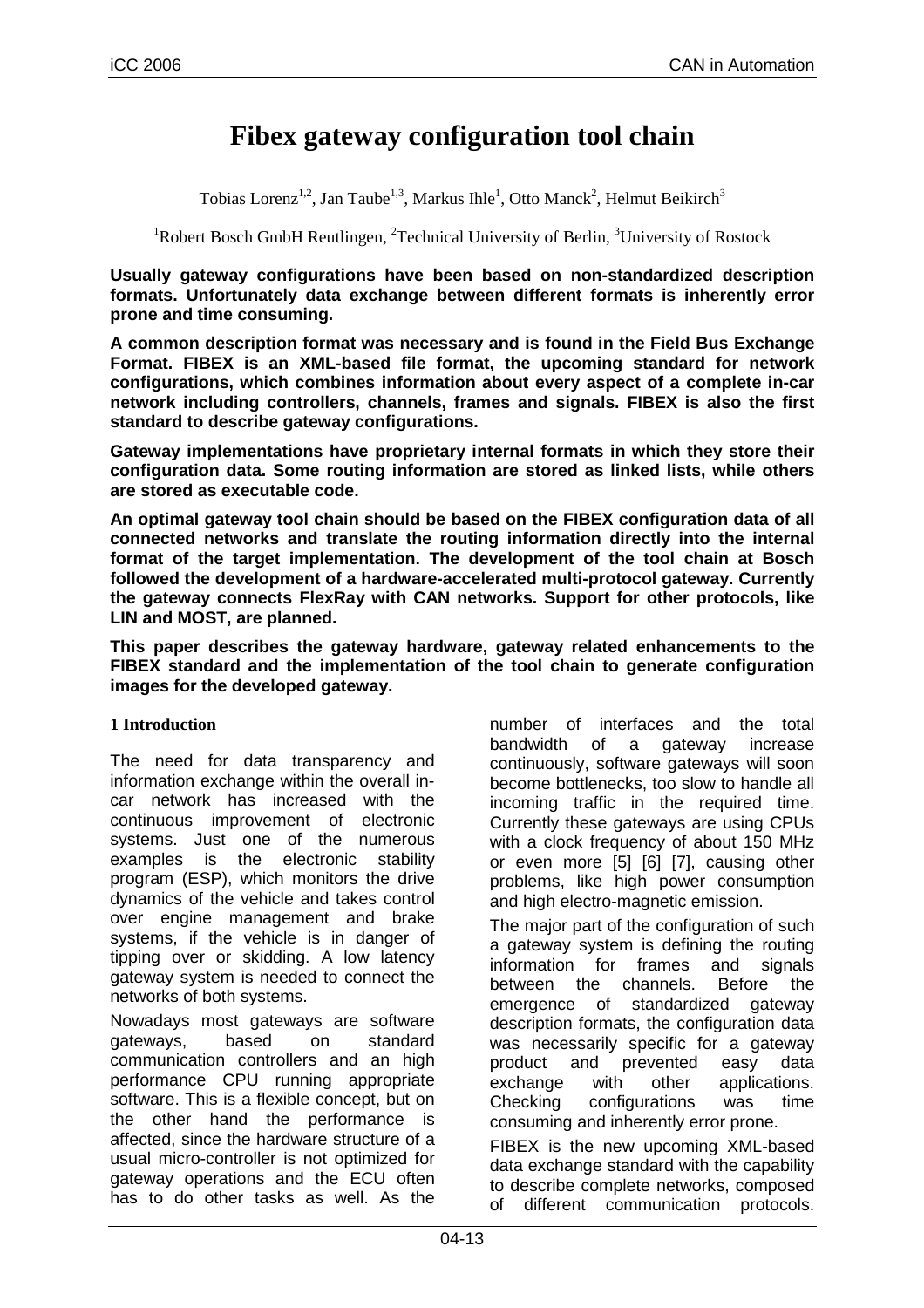# Fibex gateway configuration tool chain

Tobias Lorenz[1,2], Jan Taube[1,3], Markus Ihle[1], Otto Manck[2], Helmut Beikirch[3]

[1]Robert Bosch GmbH Reutlingen, [2]Technical University of Berlin, [3]University of Rostock

**Usually gateway configurations have been based on non-standardized description formats. Unfortunately data exchange between different formats is inherently error prone and time consuming.**

**A common description format was necessary and is found in the Field Bus Exchange Format. FIBEX is an XML-based file format, the upcoming standard for network configurations, which combines information about every aspect of a complete in-car network including controllers, channels, frames and signals. FIBEX is also the first standard to describe gateway configurations.**

**Gateway implementations have proprietary internal formats in which they store their configuration data. Some routing information are stored as linked lists, while others are stored as executable code.**

**An optimal gateway tool chain should be based on the FIBEX configuration data of all connected networks and translate the routing information directly into the internal format of the target implementation. The development of the tool chain at Bosch followed the development of a hardware-accelerated multi-protocol gateway. Currently the gateway connects FlexRay with CAN networks. Support for other protocols, like LIN and MOST, are planned.**

**This paper describes the gateway hardware, gateway related enhancements to the FIBEX standard and the implementation of the tool chain to generate configuration images for the developed gateway.**

## 1 Introduction

The need for data transparency and information exchange within the overall in-car network has increased with the continuous improvement of electronic systems. Just one of the numerous examples is the electronic stability program (ESP), which monitors the drive dynamics of the vehicle and takes control over engine management and brake systems, if the vehicle is in danger of tipping over or skidding. A low latency gateway system is needed to connect the networks of both systems.

Nowadays most gateways are software gateways, based on standard communication controllers and an high performance CPU running appropriate software. This is a flexible concept, but on the other hand the performance is affected, since the hardware structure of a usual micro-controller is not optimized for gateway operations and the ECU often has to do other tasks as well. As the number of interfaces and the total bandwidth of a gateway increase continuously, software gateways will soon become bottlenecks, too slow to handle all incoming traffic in the required time. Currently these gateways are using CPUs with a clock frequency of about 150 MHz or even more [5] [6] [7], causing other problems, like high power consumption and high electro-magnetic emission.

The major part of the configuration of such a gateway system is defining the routing information for frames and signals between the channels. Before the emergence of standardized gateway description formats, the configuration data was necessarily specific for a gateway product and prevented easy data exchange with other applications. Checking configurations was time consuming and inherently error prone.

FIBEX is the new upcoming XML-based data exchange standard with the capability to describe complete networks, composed of different communication protocols.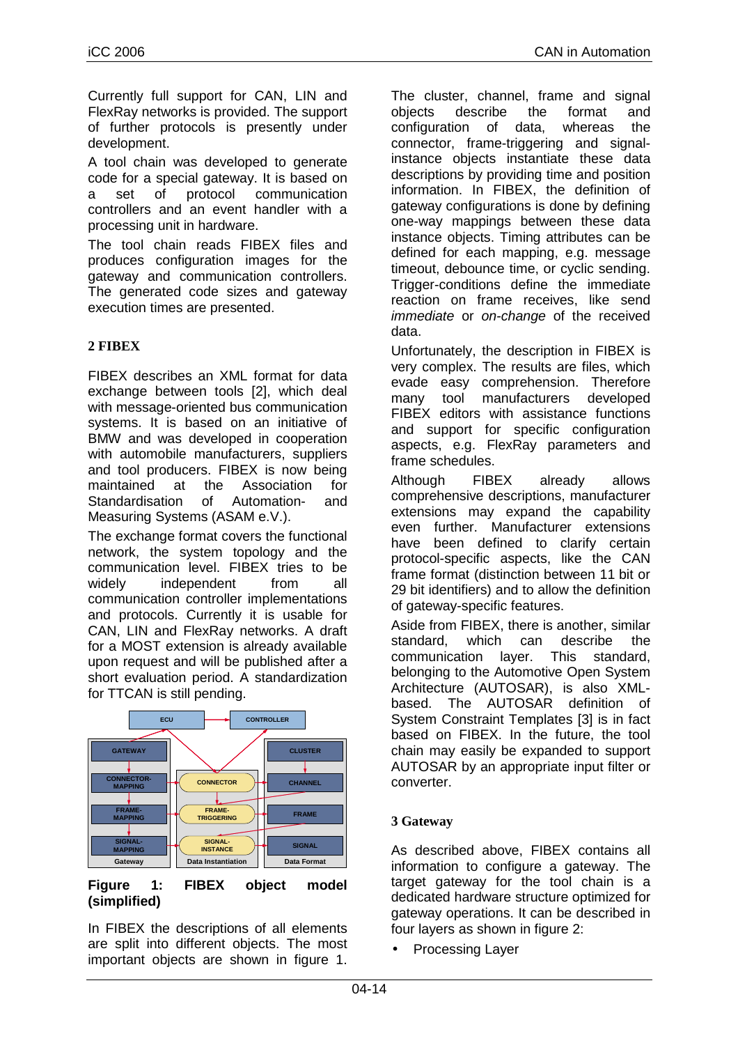Currently full support for CAN, LIN and FlexRay networks is provided. The support of further protocols is presently under development.

A tool chain was developed to generate code for a special gateway. It is based on a set of protocol communication controllers and an event handler with a processing unit in hardware.

The tool chain reads FIBEX files and produces configuration images for the gateway and communication controllers. The generated code sizes and gateway execution times are presented.

## 2 FIBEX

FIBEX describes an XML format for data exchange between tools [2], which deal with message-oriented bus communication systems. It is based on an initiative of BMW and was developed in cooperation with automobile manufacturers, suppliers and tool producers. FIBEX is now being maintained at the Association for Standardisation of Automation- and Measuring Systems (ASAM e.V.).

The exchange format covers the functional network, the system topology and the communication level. FIBEX tries to be widely independent from all communication controller implementations and protocols. Currently it is usable for CAN, LIN and FlexRay networks. A draft for a MOST extension is already available upon request and will be published after a short evaluation period. A standardization for TTCAN is still pending.

**Figure 1: FIBEX object model (simplified)**

In FIBEX the descriptions of all elements are split into different objects. The most important objects are shown in figure 1.

The cluster, channel, frame and signal objects describe the format and configuration of data, whereas the connector, frame-triggering and signal-instance objects instantiate these data descriptions by providing time and position information. In FIBEX, the definition of gateway configurations is done by defining one-way mappings between these data instance objects. Timing attributes can be defined for each mapping, e.g. message timeout, debounce time, or cyclic sending. Trigger-conditions define the immediate reaction on frame receives, like send *immediate* or *on-change* of the received data.

Unfortunately, the description in FIBEX is very complex. The results are files, which evade easy comprehension. Therefore many tool manufacturers developed FIBEX editors with assistance functions and support for specific configuration aspects, e.g. FlexRay parameters and frame schedules.

Although FIBEX already allows comprehensive descriptions, manufacturer extensions may expand the capability even further. Manufacturer extensions have been defined to clarify certain protocol-specific aspects, like the CAN frame format (distinction between 11 bit or 29 bit identifiers) and to allow the definition of gateway-specific features.

Aside from FIBEX, there is another, similar standard, which can describe the communication layer. This standard, belonging to the Automotive Open System Architecture (AUTOSAR), is also XML-based. The AUTOSAR definition of System Constraint Templates [3] is in fact based on FIBEX. In the future, the tool chain may easily be expanded to support AUTOSAR by an appropriate input filter or converter.

## 3 Gateway

As described above, FIBEX contains all information to configure a gateway. The target gateway for the tool chain is a dedicated hardware structure optimized for gateway operations. It can be described in four layers as shown in figure 2:

- Processing Layer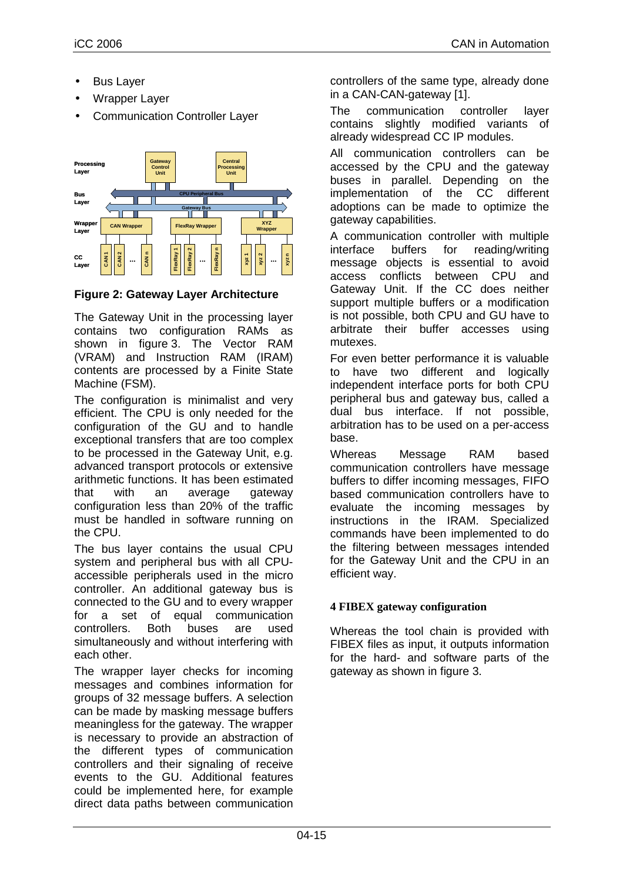- Bus Layer
- Wrapper Layer
- Communication Controller Layer

**Figure 2: Gateway Layer Architecture**

The Gateway Unit in the processing layer contains two configuration RAMs as shown in figure 3. The Vector RAM (VRAM) and Instruction RAM (IRAM) contents are processed by a Finite State Machine (FSM).

The configuration is minimalist and very efficient. The CPU is only needed for the configuration of the GU and to handle exceptional transfers that are too complex to be processed in the Gateway Unit, e.g. advanced transport protocols or extensive arithmetic functions. It has been estimated that with an average gateway configuration less than 20% of the traffic must be handled in software running on the CPU.

The bus layer contains the usual CPU system and peripheral bus with all CPU-accessible peripherals used in the micro controller. An additional gateway bus is connected to the GU and to every wrapper for a set of equal communication controllers. Both buses are used simultaneously and without interfering with each other.

The wrapper layer checks for incoming messages and combines information for groups of 32 message buffers. A selection can be made by masking message buffers meaningless for the gateway. The wrapper is necessary to provide an abstraction of the different types of communication controllers and their signaling of receive events to the GU. Additional features could be implemented here, for example direct data paths between communication controllers of the same type, already done in a CAN-CAN-gateway [1].

The communication controller layer contains slightly modified variants of already widespread CC IP modules.

All communication controllers can be accessed by the CPU and the gateway buses in parallel. Depending on the implementation of the CC different adoptions can be made to optimize the gateway capabilities.

A communication controller with multiple interface buffers for reading/writing message objects is essential to avoid access conflicts between CPU and Gateway Unit. If the CC does neither support multiple buffers or a modification is not possible, both CPU and GU have to arbitrate their buffer accesses using mutexes.

For even better performance it is valuable to have two different and logically independent interface ports for both CPU peripheral bus and gateway bus, called a dual bus interface. If not possible, arbitration has to be used on a per-access base.

Whereas Message RAM based communication controllers have message buffers to differ incoming messages, FIFO based communication controllers have to evaluate the incoming messages by instructions in the IRAM. Specialized commands have been implemented to do the filtering between messages intended for the Gateway Unit and the CPU in an efficient way.

## 4 FIBEX gateway configuration

Whereas the tool chain is provided with FIBEX files as input, it outputs information for the hard- and software parts of the gateway as shown in figure 3.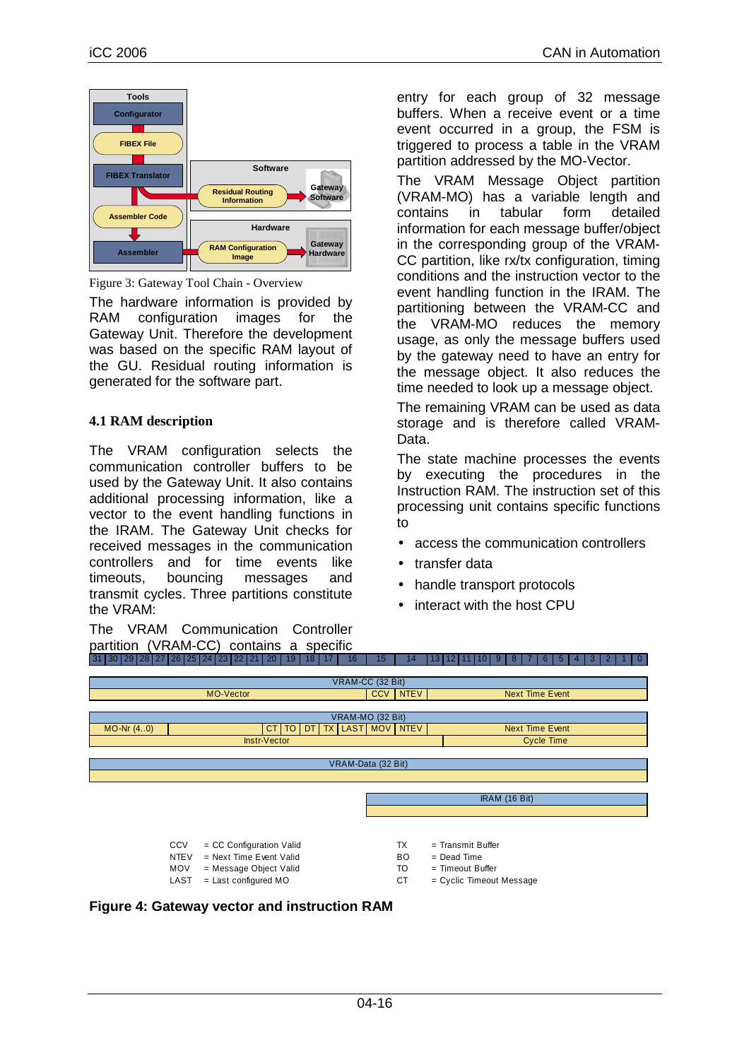Figure 3: Gateway Tool Chain - Overview

The hardware information is provided by RAM configuration images for the Gateway Unit. Therefore the development was based on the specific RAM layout of the GU. Residual routing information is generated for the software part.

### 4.1 RAM description

The VRAM configuration selects the communication controller buffers to be used by the Gateway Unit. It also contains additional processing information, like a vector to the event handling functions in the IRAM. The Gateway Unit checks for received messages in the communication controllers and for time events like timeouts, bouncing messages and transmit cycles. Three partitions constitute the VRAM:

The VRAM Communication Controller partition (VRAM-CC) contains a specific entry for each group of 32 message buffers. When a receive event or a time event occurred in a group, the FSM is triggered to process a table in the VRAM partition addressed by the MO-Vector.

The VRAM Message Object partition (VRAM-MO) has a variable length and contains in tabular form detailed information for each message buffer/object in the corresponding group of the VRAM-CC partition, like rx/tx configuration, timing conditions and the instruction vector to the event handling function in the IRAM. The partitioning between the VRAM-CC and the VRAM-MO reduces the memory usage, as only the message buffers used by the gateway need to have an entry for the message object. It also reduces the time needed to look up a message object.

The remaining VRAM can be used as data storage and is therefore called VRAM-Data.

The state machine processes the events by executing the procedures in the Instruction RAM. The instruction set of this processing unit contains specific functions to

- access the communication controllers
- transfer data
- handle transport protocols
- interact with the host CPU

| Bits | 31–16 | 15 | 14 | 13–0 |
|---|---|---|---|---|
| VRAM-CC (32 Bit) | MO-Vector | CCV | NTEV | Next Time Event |

| Bits | 31–28 | 27–22 | 21 | 20 | 19 | 18 | 17 | 16 | 15 | 14 | 13–0 |
|---|---|---|---|---|---|---|---|---|---|---|---|
| VRAM-MO (32 Bit) | MO-Nr (4..0) | | CT | TO | DT | TX | LAST | MOV | NTEV | | Next Time Event |
| | Instr-Vector | | | | | | | | | | Cycle Time |

VRAM-Data (32 Bit)

IRAM (16 Bit)

CCV = CC Configuration Valid
NTEV = Next Time Event Valid
MOV = Message Object Valid
LAST = Last configured MO
TX = Transmit Buffer
BO = Dead Time
TO = Timeout Buffer
CT = Cyclic Timeout Message

**Figure 4: Gateway vector and instruction RAM**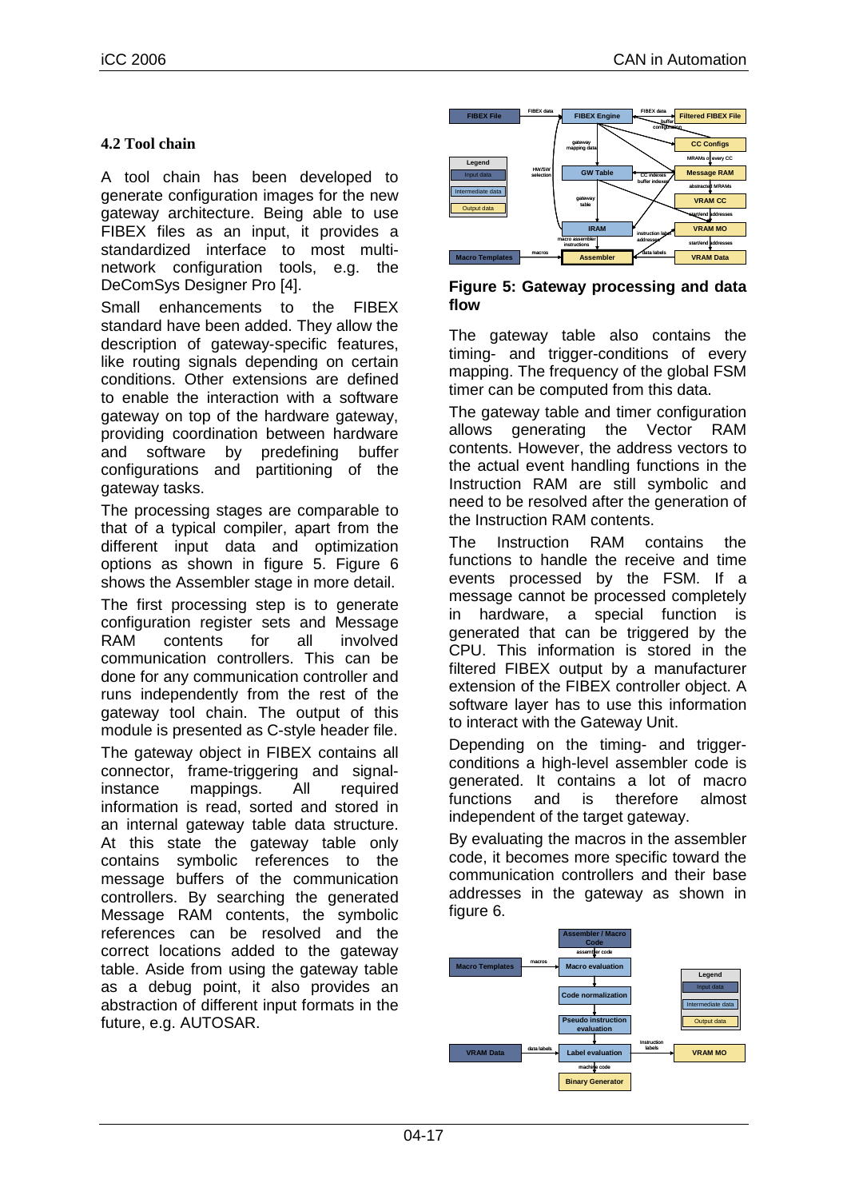### 4.2 Tool chain

A tool chain has been developed to generate configuration images for the new gateway architecture. Being able to use FIBEX files as an input, it provides a standardized interface to most multi-network configuration tools, e.g. the DeComSys Designer Pro [4].

Small enhancements to the FIBEX standard have been added. They allow the description of gateway-specific features, like routing signals depending on certain conditions. Other extensions are defined to enable the interaction with a software gateway on top of the hardware gateway, providing coordination between hardware and software by predefining buffer configurations and partitioning of the gateway tasks.

The processing stages are comparable to that of a typical compiler, apart from the different input data and optimization options as shown in figure 5. Figure 6 shows the Assembler stage in more detail.

The first processing step is to generate configuration register sets and Message RAM contents for all involved communication controllers. This can be done for any communication controller and runs independently from the rest of the gateway tool chain. The output of this module is presented as C-style header file.

The gateway object in FIBEX contains all connector, frame-triggering and signal-instance mappings. All required information is read, sorted and stored in an internal gateway table data structure. At this state the gateway table only contains symbolic references to the message buffers of the communication controllers. By searching the generated Message RAM contents, the symbolic references can be resolved and the correct locations added to the gateway table. Aside from using the gateway table as a debug point, it also provides an abstraction of different input formats in the future, e.g. AUTOSAR.

**Figure 5: Gateway processing and data flow**

The gateway table also contains the timing- and trigger-conditions of every mapping. The frequency of the global FSM timer can be computed from this data.

The gateway table and timer configuration allows generating the Vector RAM contents. However, the address vectors to the actual event handling functions in the Instruction RAM are still symbolic and need to be resolved after the generation of the Instruction RAM contents.

The Instruction RAM contains the functions to handle the receive and time events processed by the FSM. If a message cannot be processed completely in hardware, a special function is generated that can be triggered by the CPU. This information is stored in the filtered FIBEX output by a manufacturer extension of the FIBEX controller object. A software layer has to use this information to interact with the Gateway Unit.

Depending on the timing- and trigger-conditions a high-level assembler code is generated. It contains a lot of macro functions and is therefore almost independent of the target gateway.

By evaluating the macros in the assembler code, it becomes more specific toward the communication controllers and their base addresses in the gateway as shown in figure 6.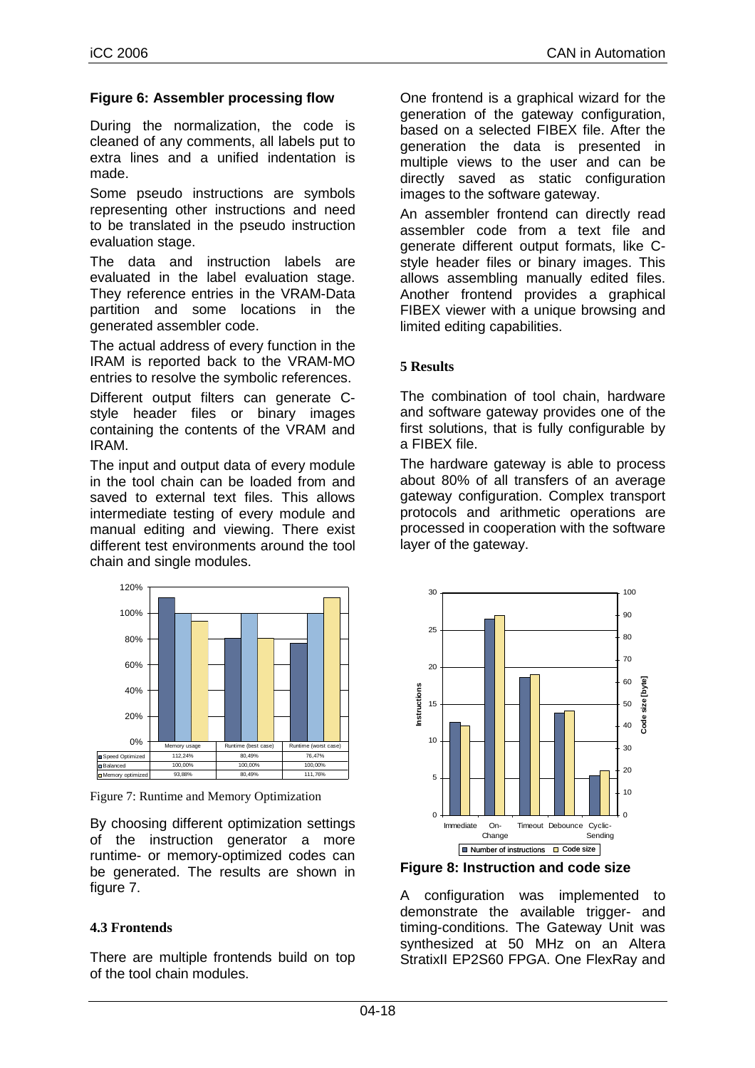**Figure 6: Assembler processing flow**

During the normalization, the code is cleaned of any comments, all labels put to extra lines and a unified indentation is made.

Some pseudo instructions are symbols representing other instructions and need to be translated in the pseudo instruction evaluation stage.

The data and instruction labels are evaluated in the label evaluation stage. They reference entries in the VRAM-Data partition and some locations in the generated assembler code.

The actual address of every function in the IRAM is reported back to the VRAM-MO entries to resolve the symbolic references.

Different output filters can generate C-style header files or binary images containing the contents of the VRAM and IRAM.

The input and output data of every module in the tool chain can be loaded from and saved to external text files. This allows intermediate testing of every module and manual editing and viewing. There exist different test environments around the tool chain and single modules.

| | Memory usage | Runtime (best case) | Runtime (worst case) |
|---|---|---|---|
| Speed Optimized | 112,24% | 80,49% | 76,47% |
| Balanced | 100,00% | 100,00% | 100,00% |
| Memory optimized | 93,88% | 80,49% | 111,76% |

Figure 7: Runtime and Memory Optimization

By choosing different optimization settings of the instruction generator a more runtime- or memory-optimized codes can be generated. The results are shown in figure 7.

### 4.3 Frontends

There are multiple frontends build on top of the tool chain modules.

One frontend is a graphical wizard for the generation of the gateway configuration, based on a selected FIBEX file. After the generation the data is presented in multiple views to the user and can be directly saved as static configuration images to the software gateway.

An assembler frontend can directly read assembler code from a text file and generate different output formats, like C-style header files or binary images. This allows assembling manually edited files. Another frontend provides a graphical FIBEX viewer with a unique browsing and limited editing capabilities.

## 5 Results

The combination of tool chain, hardware and software gateway provides one of the first solutions, that is fully configurable by a FIBEX file.

The hardware gateway is able to process about 80% of all transfers of an average gateway configuration. Complex transport protocols and arithmetic operations are processed in cooperation with the software layer of the gateway.

**Figure 8: Instruction and code size**

A configuration was implemented to demonstrate the available trigger- and timing-conditions. The Gateway Unit was synthesized at 50 MHz on an Altera StratixII EP2S60 FPGA. One FlexRay and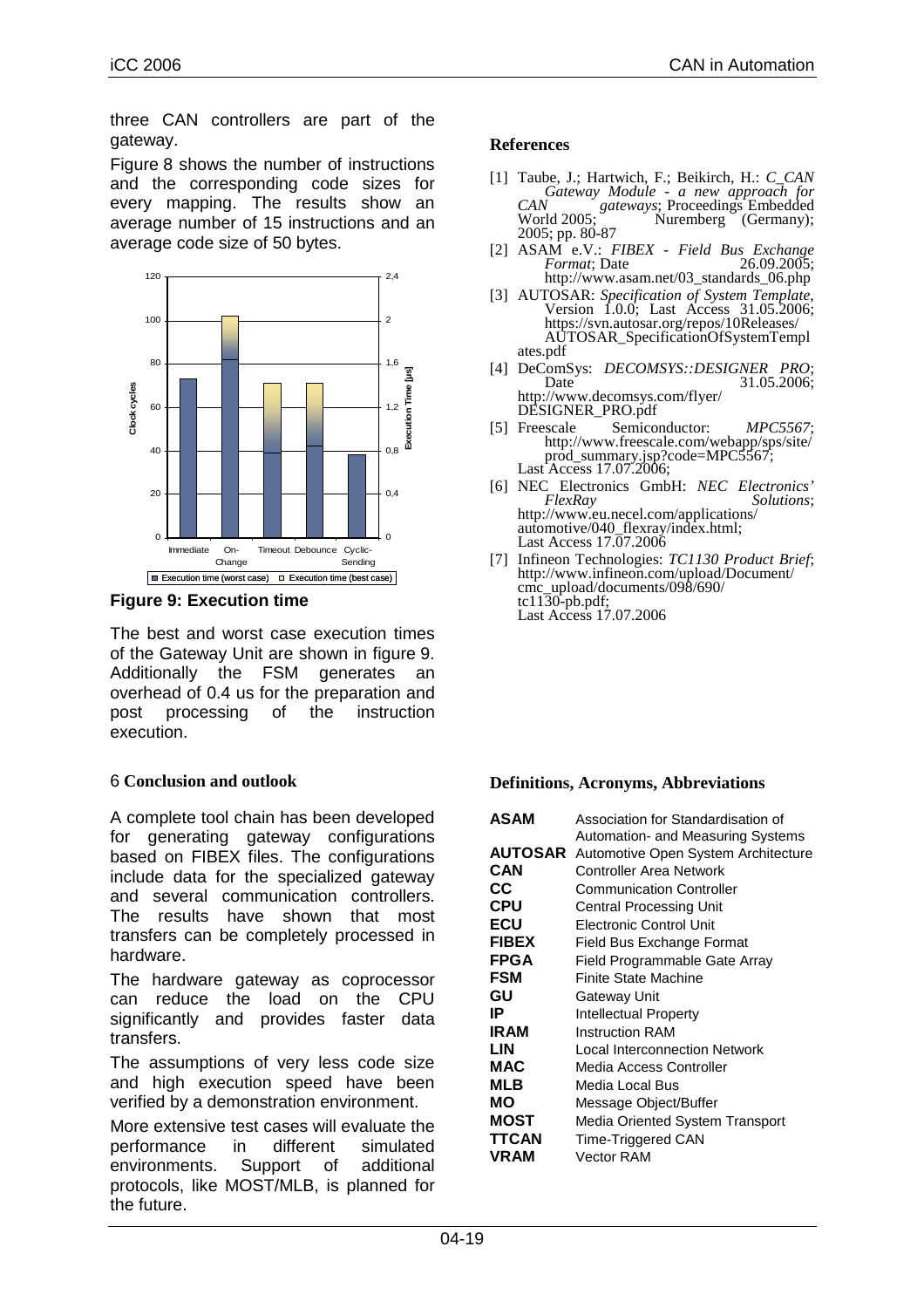three CAN controllers are part of the gateway.

Figure 8 shows the number of instructions and the corresponding code sizes for every mapping. The results show an average number of 15 instructions and an average code size of 50 bytes.

Clock cycles
120
100
80
60
40
20
0
Execution Time [µs]
2,4
2
1,6
1,2
0,8
0,4
0
Immediate
On-Change
Timeout
Debounce
Cyclic-Sending
Execution time (worst case)
Execution time (best case)

**Figure 9: Execution time**

The best and worst case execution times of the Gateway Unit are shown in figure 9. Additionally the FSM generates an overhead of 0.4 us for the preparation and post processing of the instruction execution.

## 6 Conclusion and outlook

A complete tool chain has been developed for generating gateway configurations based on FIBEX files. The configurations include data for the specialized gateway and several communication controllers. The results have shown that most transfers can be completely processed in hardware.

The hardware gateway as coprocessor can reduce the load on the CPU significantly and provides faster data transfers.

The assumptions of very less code size and high execution speed have been verified by a demonstration environment.

More extensive test cases will evaluate the performance in different simulated environments. Support of additional protocols, like MOST/MLB, is planned for the future.

## References

[1] Taube, J.; Hartwich, F.; Beikirch, H.: *C_CAN Gateway Module - a new approach for CAN gateways*; Proceedings Embedded World 2005; Nuremberg (Germany); 2005; pp. 80-87

[2] ASAM e.V.: *FIBEX - Field Bus Exchange Format*; Date 26.09.2005; http://www.asam.net/03_standards_06.php

[3] AUTOSAR: *Specification of System Template*, Version 1.0.0; Last Access 31.05.2006; https://svn.autosar.org/repos/10Releases/AUTOSAR_SpecificationOfSystemTemplates.pdf

[4] DeComSys: *DECOMSYS::DESIGNER PRO*; Date 31.05.2006; http://www.decomsys.com/flyer/DESIGNER_PRO.pdf

[5] Freescale Semiconductor: *MPC5567*; http://www.freescale.com/webapp/sps/site/prod_summary.jsp?code=MPC5567; Last Access 17.07.2006;

[6] NEC Electronics GmbH: *NEC Electronics' FlexRay Solutions*; http://www.eu.necel.com/applications/automotive/040_flexray/index.html; Last Access 17.07.2006

[7] Infineon Technologies: *TC1130 Product Brief*; http://www.infineon.com/upload/Document/cmc_upload/documents/098/690/tc1130-pb.pdf; Last Access 17.07.2006

## Definitions, Acronyms, Abbreviations

| | |
|---|---|
| **ASAM** | Association for Standardisation of Automation- and Measuring Systems |
| **AUTOSAR** | Automotive Open System Architecture |
| **CAN** | Controller Area Network |
| **CC** | Communication Controller |
| **CPU** | Central Processing Unit |
| **ECU** | Electronic Control Unit |
| **FIBEX** | Field Bus Exchange Format |
| **FPGA** | Field Programmable Gate Array |
| **FSM** | Finite State Machine |
| **GU** | Gateway Unit |
| **IP** | Intellectual Property |
| **IRAM** | Instruction RAM |
| **LIN** | Local Interconnection Network |
| **MAC** | Media Access Controller |
| **MLB** | Media Local Bus |
| **MO** | Message Object/Buffer |
| **MOST** | Media Oriented System Transport |
| **TTCAN** | Time-Triggered CAN |
| **VRAM** | Vector RAM |